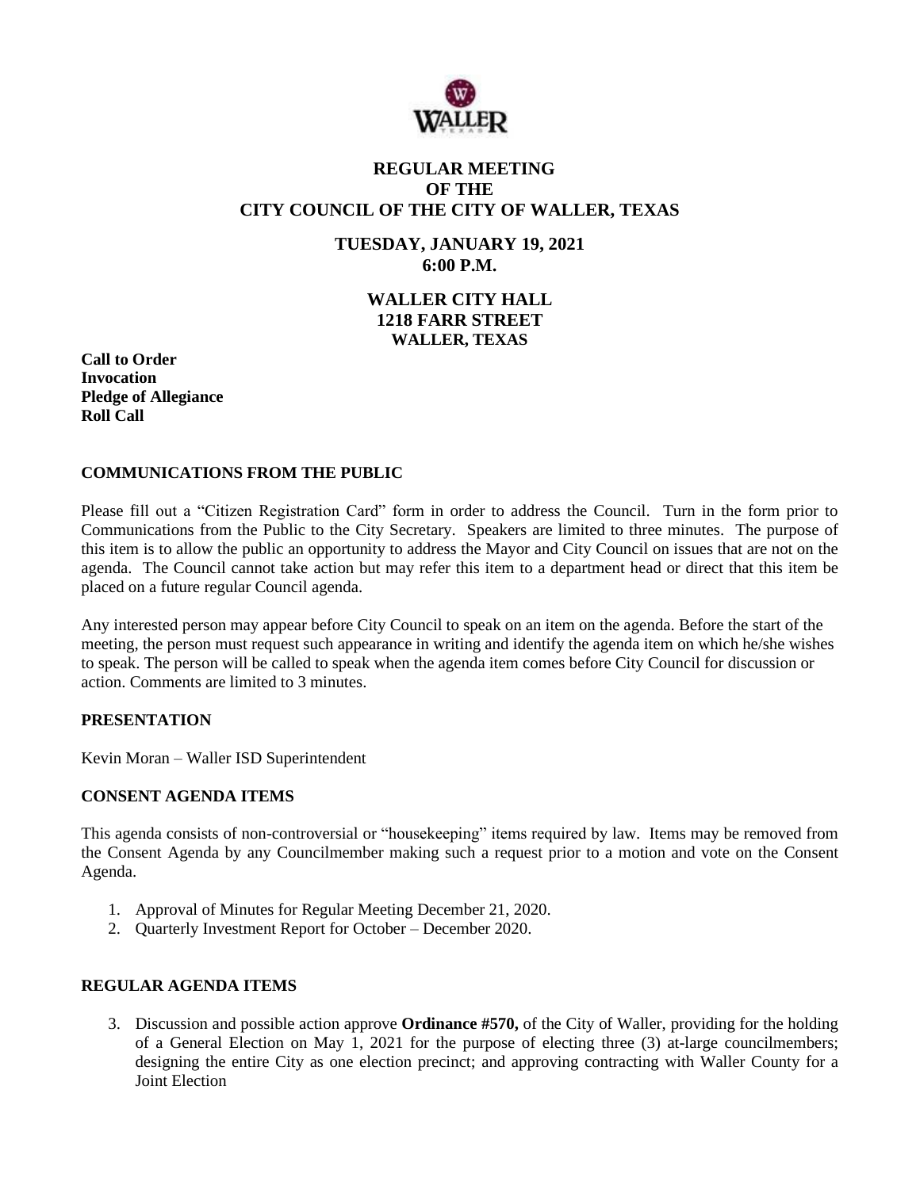# REGULAR MEETING
# OF THE
# CITY COUNCIL OF THE CITY OF WALLER, TEXAS

## TUESDAY, JANUARY 19, 2021
## 6:00 P.M.

## WALLER CITY HALL
## 1218 FARR STREET
## WALLER, TEXAS

**Call to Order**
**Invocation**
**Pledge of Allegiance**
**Roll Call**

### COMMUNICATIONS FROM THE PUBLIC

Please fill out a "Citizen Registration Card" form in order to address the Council. Turn in the form prior to Communications from the Public to the City Secretary. Speakers are limited to three minutes. The purpose of this item is to allow the public an opportunity to address the Mayor and City Council on issues that are not on the agenda. The Council cannot take action but may refer this item to a department head or direct that this item be placed on a future regular Council agenda.

Any interested person may appear before City Council to speak on an item on the agenda. Before the start of the meeting, the person must request such appearance in writing and identify the agenda item on which he/she wishes to speak. The person will be called to speak when the agenda item comes before City Council for discussion or action. Comments are limited to 3 minutes.

### PRESENTATION

Kevin Moran – Waller ISD Superintendent

### CONSENT AGENDA ITEMS

This agenda consists of non-controversial or "housekeeping" items required by law. Items may be removed from the Consent Agenda by any Councilmember making such a request prior to a motion and vote on the Consent Agenda.

1. Approval of Minutes for Regular Meeting December 21, 2020.
2. Quarterly Investment Report for October – December 2020.

### REGULAR AGENDA ITEMS

3. Discussion and possible action approve **Ordinance #570,** of the City of Waller, providing for the holding of a General Election on May 1, 2021 for the purpose of electing three (3) at-large councilmembers; designing the entire City as one election precinct; and approving contracting with Waller County for a Joint Election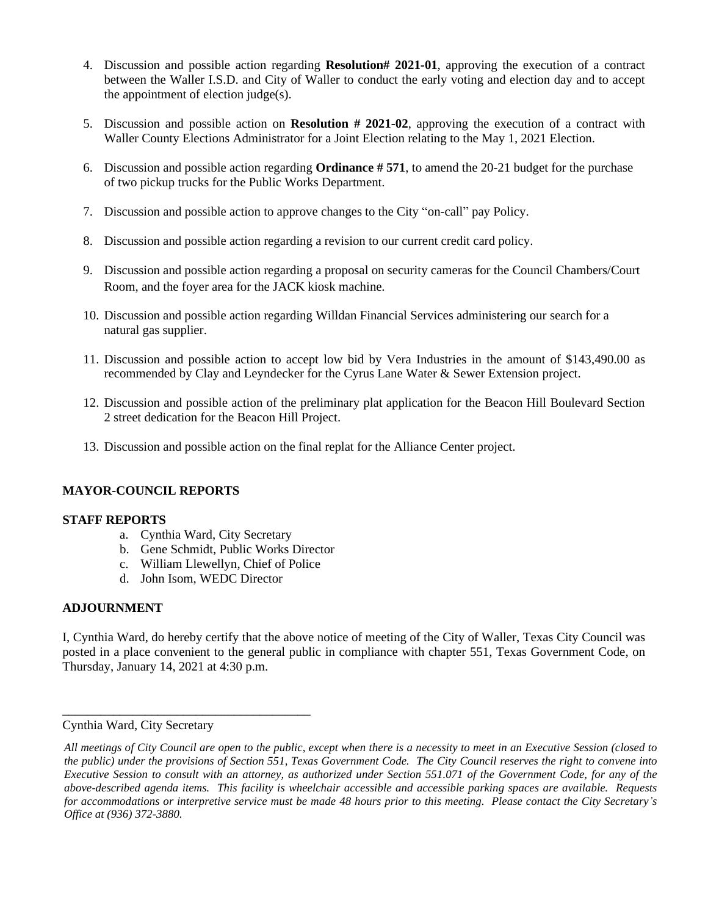4. Discussion and possible action regarding **Resolution# 2021-01**, approving the execution of a contract between the Waller I.S.D. and City of Waller to conduct the early voting and election day and to accept the appointment of election judge(s).

5. Discussion and possible action on **Resolution # 2021-02**, approving the execution of a contract with Waller County Elections Administrator for a Joint Election relating to the May 1, 2021 Election.

6. Discussion and possible action regarding **Ordinance # 571**, to amend the 20-21 budget for the purchase of two pickup trucks for the Public Works Department.

7. Discussion and possible action to approve changes to the City "on-call" pay Policy.

8. Discussion and possible action regarding a revision to our current credit card policy.

9. Discussion and possible action regarding a proposal on security cameras for the Council Chambers/Court Room, and the foyer area for the JACK kiosk machine.

10. Discussion and possible action regarding Willdan Financial Services administering our search for a natural gas supplier.

11. Discussion and possible action to accept low bid by Vera Industries in the amount of $143,490.00 as recommended by Clay and Leyndecker for the Cyrus Lane Water & Sewer Extension project.

12. Discussion and possible action of the preliminary plat application for the Beacon Hill Boulevard Section 2 street dedication for the Beacon Hill Project.

13. Discussion and possible action on the final replat for the Alliance Center project.

**MAYOR-COUNCIL REPORTS**

**STAFF REPORTS**

a. Cynthia Ward, City Secretary
b. Gene Schmidt, Public Works Director
c. William Llewellyn, Chief of Police
d. John Isom, WEDC Director

**ADJOURNMENT**

I, Cynthia Ward, do hereby certify that the above notice of meeting of the City of Waller, Texas City Council was posted in a place convenient to the general public in compliance with chapter 551, Texas Government Code, on Thursday, January 14, 2021 at 4:30 p.m.

\_\_\_\_\_\_\_\_\_\_\_\_\_\_\_\_\_\_\_\_\_\_\_\_\_\_\_\_\_\_\_\_\_\_\_\_\_\_\_\_

Cynthia Ward, City Secretary

*All meetings of City Council are open to the public, except when there is a necessity to meet in an Executive Session (closed to the public) under the provisions of Section 551, Texas Government Code. The City Council reserves the right to convene into Executive Session to consult with an attorney, as authorized under Section 551.071 of the Government Code, for any of the above-described agenda items. This facility is wheelchair accessible and accessible parking spaces are available. Requests for accommodations or interpretive service must be made 48 hours prior to this meeting. Please contact the City Secretary's Office at (936) 372-3880.*